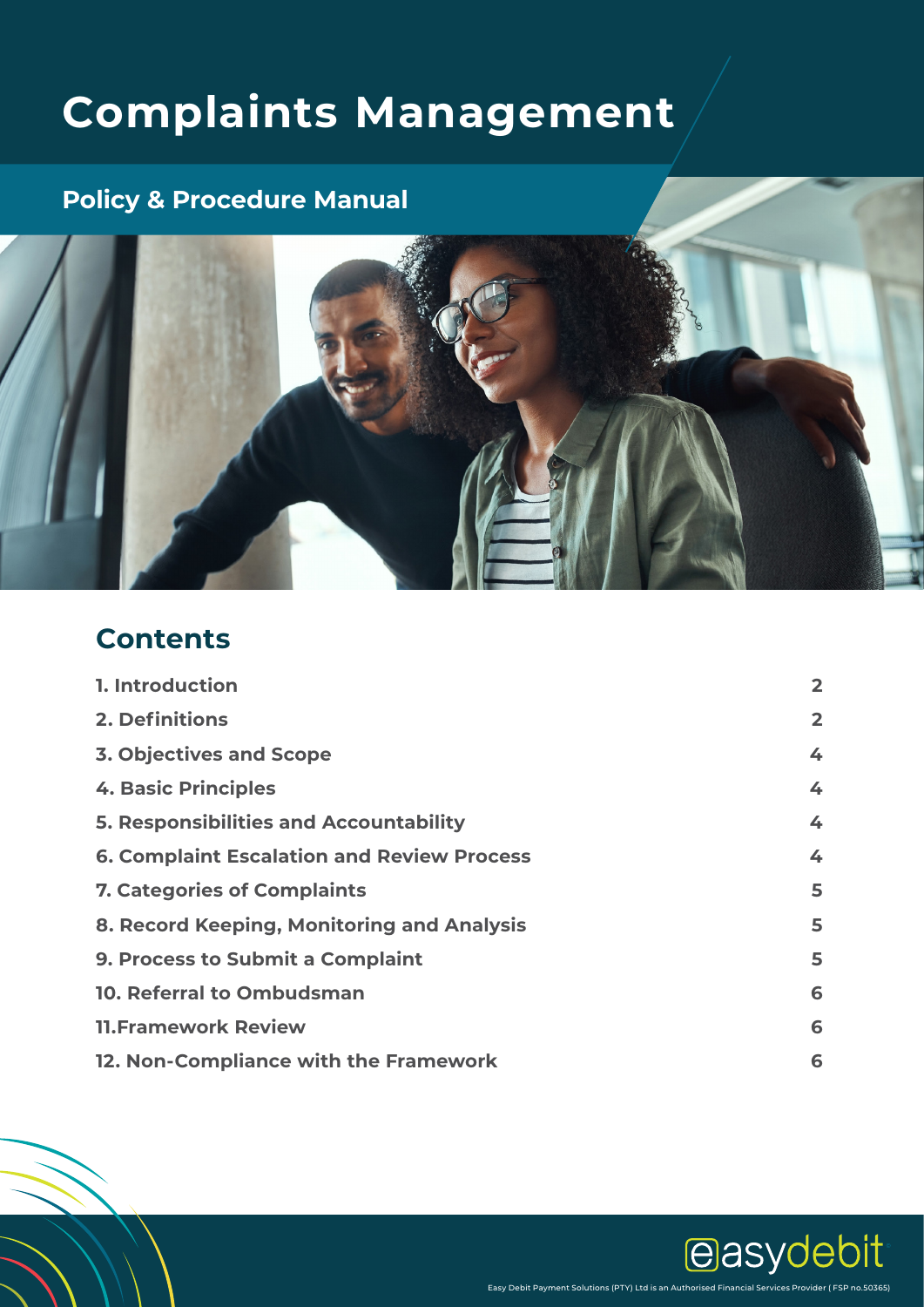# Complaints Management

## Policy & Procedure Manual

## Contents

| | |
|---|---|
| 1. Introduction | 2 |
| 2. Definitions | 2 |
| 3. Objectives and Scope | 4 |
| 4. Basic Principles | 4 |
| 5. Responsibilities and Accountability | 4 |
| 6. Complaint Escalation and Review Process | 4 |
| 7. Categories of Complaints | 5 |
| 8. Record Keeping, Monitoring and Analysis | 5 |
| 9. Process to Submit a Complaint | 5 |
| 10. Referral to Ombudsman | 6 |
| 11.Framework Review | 6 |
| 12. Non-Compliance with the Framework | 6 |

easydebit

Easy Debit Payment Solutions (PTY) Ltd is an Authorised Financial Services Provider ( FSP no.50365)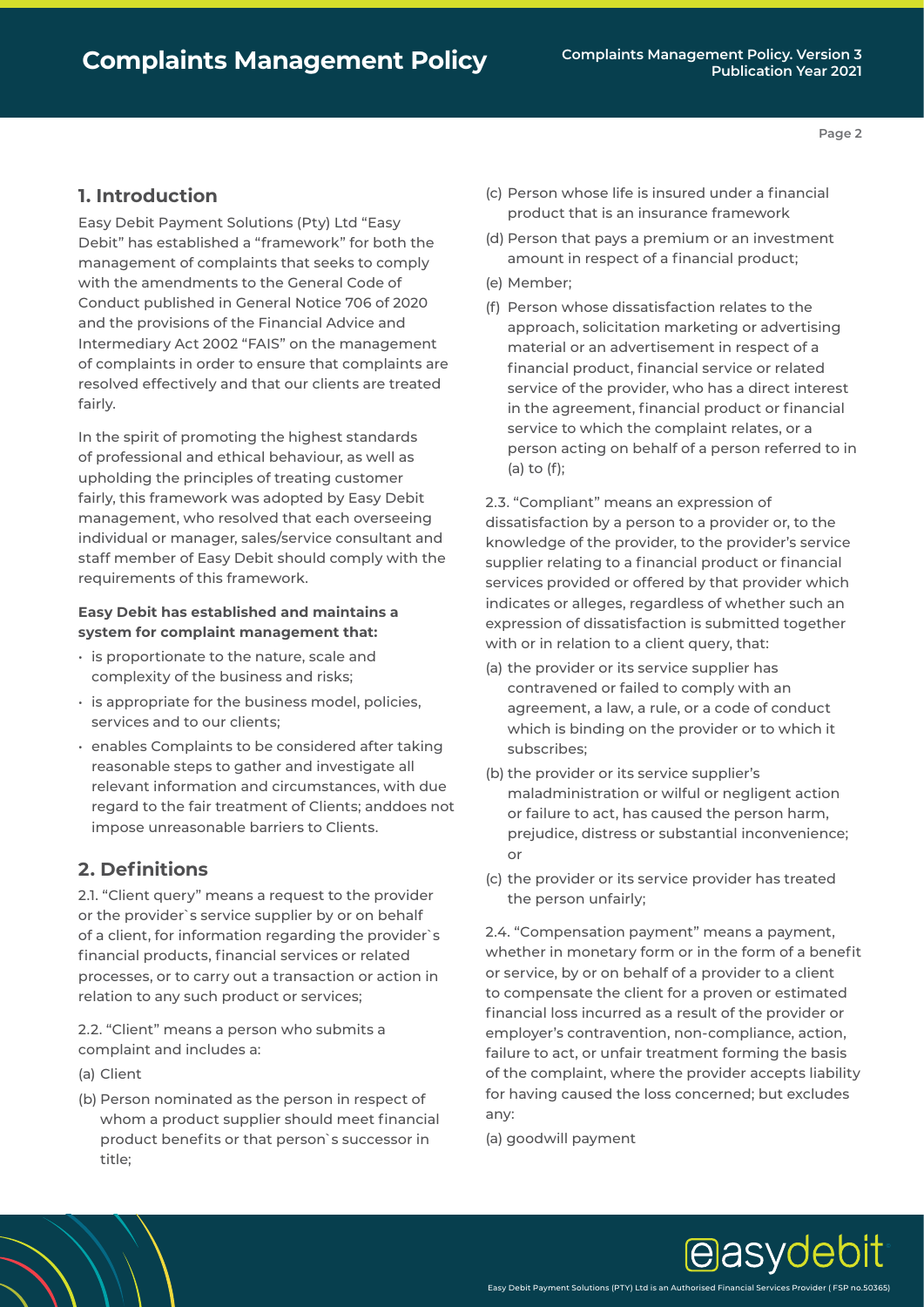## 1. Introduction

Easy Debit Payment Solutions (Pty) Ltd "Easy Debit" has established a "framework" for both the management of complaints that seeks to comply with the amendments to the General Code of Conduct published in General Notice 706 of 2020 and the provisions of the Financial Advice and Intermediary Act 2002 "FAIS" on the management of complaints in order to ensure that complaints are resolved effectively and that our clients are treated fairly.

In the spirit of promoting the highest standards of professional and ethical behaviour, as well as upholding the principles of treating customer fairly, this framework was adopted by Easy Debit management, who resolved that each overseeing individual or manager, sales/service consultant and staff member of Easy Debit should comply with the requirements of this framework.

**Easy Debit has established and maintains a system for complaint management that:**

- is proportionate to the nature, scale and complexity of the business and risks;
- is appropriate for the business model, policies, services and to our clients;
- enables Complaints to be considered after taking reasonable steps to gather and investigate all relevant information and circumstances, with due regard to the fair treatment of Clients; anddoes not impose unreasonable barriers to Clients.

## 2. Definitions

2.1. "Client query" means a request to the provider or the provider`s service supplier by or on behalf of a client, for information regarding the provider`s financial products, financial services or related processes, or to carry out a transaction or action in relation to any such product or services;

2.2. "Client" means a person who submits a complaint and includes a:

(a) Client

(b) Person nominated as the person in respect of whom a product supplier should meet financial product benefits or that person`s successor in title;

(c) Person whose life is insured under a financial product that is an insurance framework

(d) Person that pays a premium or an investment amount in respect of a financial product;

(e) Member;

(f) Person whose dissatisfaction relates to the approach, solicitation marketing or advertising material or an advertisement in respect of a financial product, financial service or related service of the provider, who has a direct interest in the agreement, financial product or financial service to which the complaint relates, or a person acting on behalf of a person referred to in (a) to (f);

2.3. "Compliant" means an expression of dissatisfaction by a person to a provider or, to the knowledge of the provider, to the provider's service supplier relating to a financial product or financial services provided or offered by that provider which indicates or alleges, regardless of whether such an expression of dissatisfaction is submitted together with or in relation to a client query, that:

(a) the provider or its service supplier has contravened or failed to comply with an agreement, a law, a rule, or a code of conduct which is binding on the provider or to which it subscribes;

(b) the provider or its service supplier's maladministration or wilful or negligent action or failure to act, has caused the person harm, prejudice, distress or substantial inconvenience; or

(c) the provider or its service provider has treated the person unfairly;

2.4. "Compensation payment" means a payment, whether in monetary form or in the form of a benefit or service, by or on behalf of a provider to a client to compensate the client for a proven or estimated financial loss incurred as a result of the provider or employer's contravention, non-compliance, action, failure to act, or unfair treatment forming the basis of the complaint, where the provider accepts liability for having caused the loss concerned; but excludes any:

(a) goodwill payment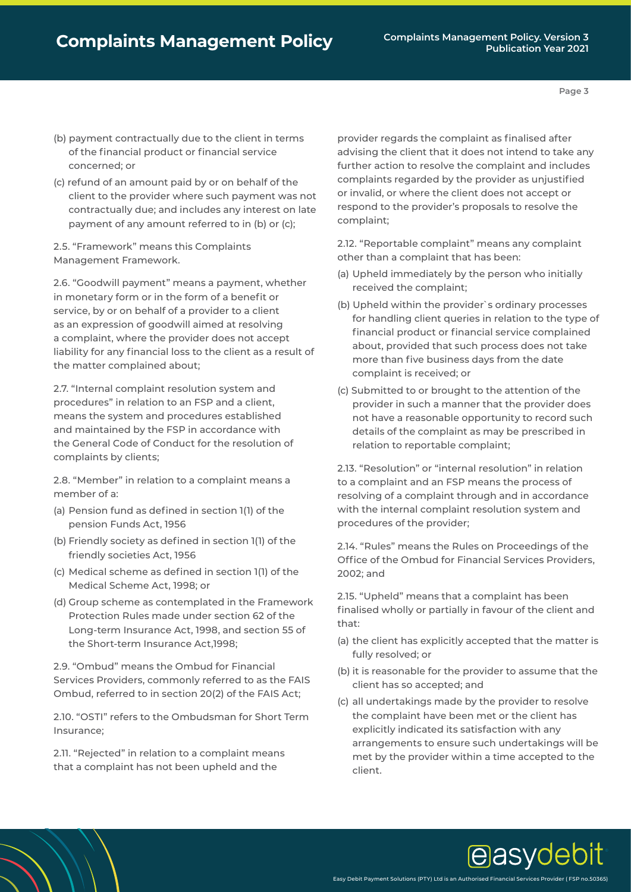(b) payment contractually due to the client in terms of the financial product or financial service concerned; or

(c) refund of an amount paid by or on behalf of the client to the provider where such payment was not contractually due; and includes any interest on late payment of any amount referred to in (b) or (c);

2.5. “Framework” means this Complaints Management Framework.

2.6. “Goodwill payment” means a payment, whether in monetary form or in the form of a benefit or service, by or on behalf of a provider to a client as an expression of goodwill aimed at resolving a complaint, where the provider does not accept liability for any financial loss to the client as a result of the matter complained about;

2.7. “Internal complaint resolution system and procedures” in relation to an FSP and a client, means the system and procedures established and maintained by the FSP in accordance with the General Code of Conduct for the resolution of complaints by clients;

2.8. “Member” in relation to a complaint means a member of a:

(a) Pension fund as defined in section 1(1) of the pension Funds Act, 1956

(b) Friendly society as defined in section 1(1) of the friendly societies Act, 1956

(c) Medical scheme as defined in section 1(1) of the Medical Scheme Act, 1998; or

(d) Group scheme as contemplated in the Framework Protection Rules made under section 62 of the Long-term Insurance Act, 1998, and section 55 of the Short-term Insurance Act,1998;

2.9. “Ombud” means the Ombud for Financial Services Providers, commonly referred to as the FAIS Ombud, referred to in section 20(2) of the FAIS Act;

2.10. “OSTI” refers to the Ombudsman for Short Term Insurance;

2.11. “Rejected” in relation to a complaint means that a complaint has not been upheld and the provider regards the complaint as finalised after advising the client that it does not intend to take any further action to resolve the complaint and includes complaints regarded by the provider as unjustified or invalid, or where the client does not accept or respond to the provider’s proposals to resolve the complaint;

2.12. “Reportable complaint” means any complaint other than a complaint that has been:

(a) Upheld immediately by the person who initially received the complaint;

(b) Upheld within the provider`s ordinary processes for handling client queries in relation to the type of financial product or financial service complained about, provided that such process does not take more than five business days from the date complaint is received; or

(c) Submitted to or brought to the attention of the provider in such a manner that the provider does not have a reasonable opportunity to record such details of the complaint as may be prescribed in relation to reportable complaint;

2.13. “Resolution” or “internal resolution” in relation to a complaint and an FSP means the process of resolving of a complaint through and in accordance with the internal complaint resolution system and procedures of the provider;

2.14. “Rules” means the Rules on Proceedings of the Office of the Ombud for Financial Services Providers, 2002; and

2.15. “Upheld” means that a complaint has been finalised wholly or partially in favour of the client and that:

(a) the client has explicitly accepted that the matter is fully resolved; or

(b) it is reasonable for the provider to assume that the client has so accepted; and

(c) all undertakings made by the provider to resolve the complaint have been met or the client has explicitly indicated its satisfaction with any arrangements to ensure such undertakings will be met by the provider within a time accepted to the client.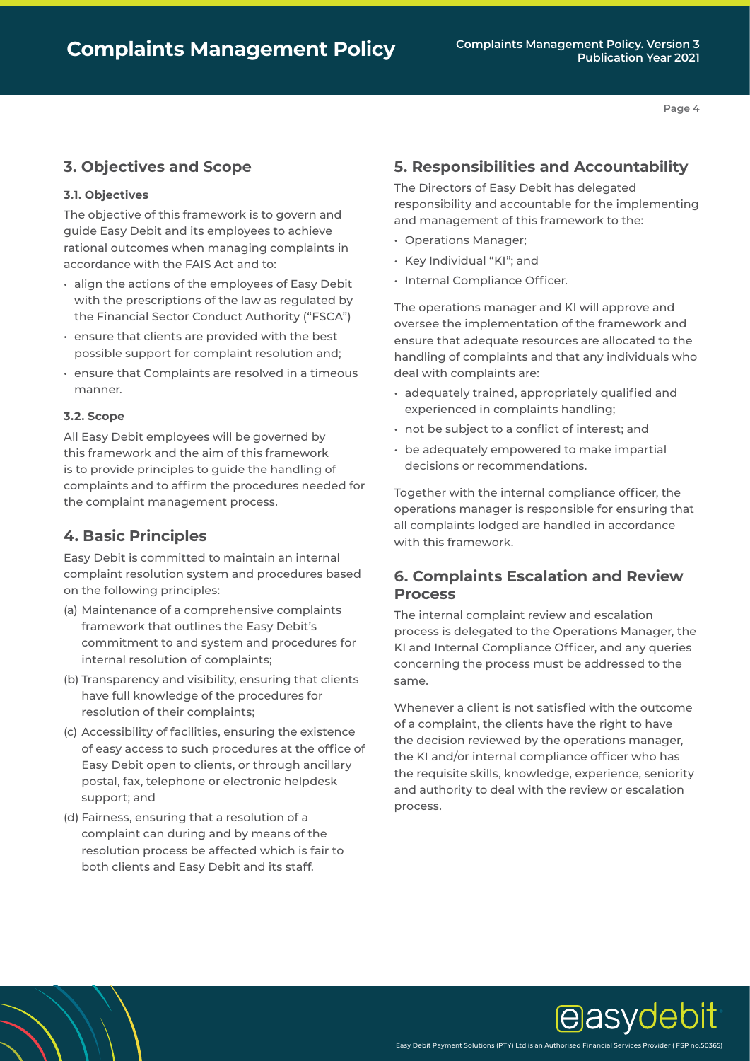## 3. Objectives and Scope

### 3.1. Objectives

The objective of this framework is to govern and guide Easy Debit and its employees to achieve rational outcomes when managing complaints in accordance with the FAIS Act and to:

- align the actions of the employees of Easy Debit with the prescriptions of the law as regulated by the Financial Sector Conduct Authority ("FSCA")
- ensure that clients are provided with the best possible support for complaint resolution and;
- ensure that Complaints are resolved in a timeous manner.

### 3.2. Scope

All Easy Debit employees will be governed by this framework and the aim of this framework is to provide principles to guide the handling of complaints and to affirm the procedures needed for the complaint management process.

## 4. Basic Principles

Easy Debit is committed to maintain an internal complaint resolution system and procedures based on the following principles:

(a) Maintenance of a comprehensive complaints framework that outlines the Easy Debit's commitment to and system and procedures for internal resolution of complaints;

(b) Transparency and visibility, ensuring that clients have full knowledge of the procedures for resolution of their complaints;

(c) Accessibility of facilities, ensuring the existence of easy access to such procedures at the office of Easy Debit open to clients, or through ancillary postal, fax, telephone or electronic helpdesk support; and

(d) Fairness, ensuring that a resolution of a complaint can during and by means of the resolution process be affected which is fair to both clients and Easy Debit and its staff.

## 5. Responsibilities and Accountability

The Directors of Easy Debit has delegated responsibility and accountable for the implementing and management of this framework to the:

- Operations Manager;
- Key Individual "KI"; and
- Internal Compliance Officer.

The operations manager and KI will approve and oversee the implementation of the framework and ensure that adequate resources are allocated to the handling of complaints and that any individuals who deal with complaints are:

- adequately trained, appropriately qualified and experienced in complaints handling;
- not be subject to a conflict of interest; and
- be adequately empowered to make impartial decisions or recommendations.

Together with the internal compliance officer, the operations manager is responsible for ensuring that all complaints lodged are handled in accordance with this framework.

## 6. Complaints Escalation and Review Process

The internal complaint review and escalation process is delegated to the Operations Manager, the KI and Internal Compliance Officer, and any queries concerning the process must be addressed to the same.

Whenever a client is not satisfied with the outcome of a complaint, the clients have the right to have the decision reviewed by the operations manager, the KI and/or internal compliance officer who has the requisite skills, knowledge, experience, seniority and authority to deal with the review or escalation process.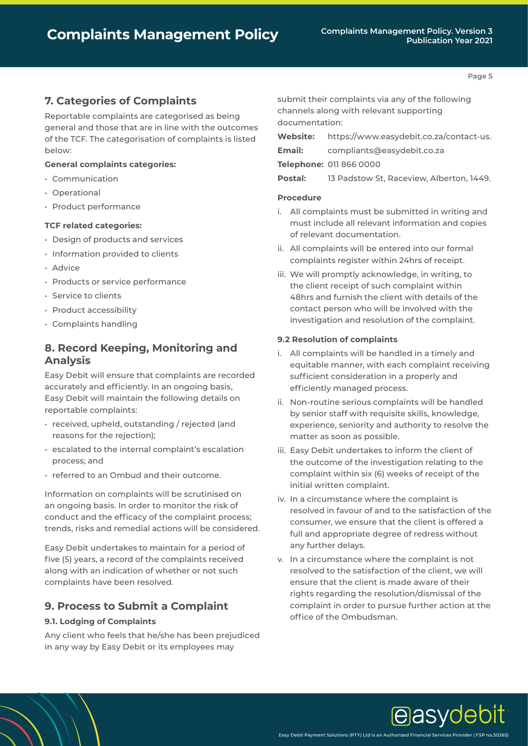## 7. Categories of Complaints

Reportable complaints are categorised as being general and those that are in line with the outcomes of the TCF. The categorisation of complaints is listed below:

**General complaints categories:**

- Communication
- Operational
- Product performance

**TCF related categories:**

- Design of products and services
- Information provided to clients
- Advice
- Products or service performance
- Service to clients
- Product accessibility
- Complaints handling

## 8. Record Keeping, Monitoring and Analysis

Easy Debit will ensure that complaints are recorded accurately and efficiently. In an ongoing basis, Easy Debit will maintain the following details on reportable complaints:

- received, upheld, outstanding / rejected (and reasons for the rejection);
- escalated to the internal complaint's escalation process; and
- referred to an Ombud and their outcome.

Information on complaints will be scrutinised on an ongoing basis. In order to monitor the risk of conduct and the efficacy of the complaint process; trends, risks and remedial actions will be considered.

Easy Debit undertakes to maintain for a period of five (5) years, a record of the complaints received along with an indication of whether or not such complaints have been resolved.

## 9. Process to Submit a Complaint

### 9.1. Lodging of Complaints

Any client who feels that he/she has been prejudiced in any way by Easy Debit or its employees may submit their complaints via any of the following channels along with relevant supporting documentation:

**Website:** https://www.easydebit.co.za/contact-us.
**Email:** compliants@easydebit.co.za
**Telephone:** 011 866 0000
**Postal:** 13 Padstow St, Raceview, Alberton, 1449.

**Procedure**

i. All complaints must be submitted in writing and must include all relevant information and copies of relevant documentation.
ii. All complaints will be entered into our formal complaints register within 24hrs of receipt.
iii. We will promptly acknowledge, in writing, to the client receipt of such complaint within 48hrs and furnish the client with details of the contact person who will be involved with the investigation and resolution of the complaint.

### 9.2 Resolution of complaints

i. All complaints will be handled in a timely and equitable manner, with each complaint receiving sufficient consideration in a properly and efficiently managed process.
ii. Non-routine serious complaints will be handled by senior staff with requisite skills, knowledge, experience, seniority and authority to resolve the matter as soon as possible.
iii. Easy Debit undertakes to inform the client of the outcome of the investigation relating to the complaint within six (6) weeks of receipt of the initial written complaint.
iv. In a circumstance where the complaint is resolved in favour of and to the satisfaction of the consumer, we ensure that the client is offered a full and appropriate degree of redress without any further delays.
v. In a circumstance where the complaint is not resolved to the satisfaction of the client, we will ensure that the client is made aware of their rights regarding the resolution/dismissal of the complaint in order to pursue further action at the office of the Ombudsman.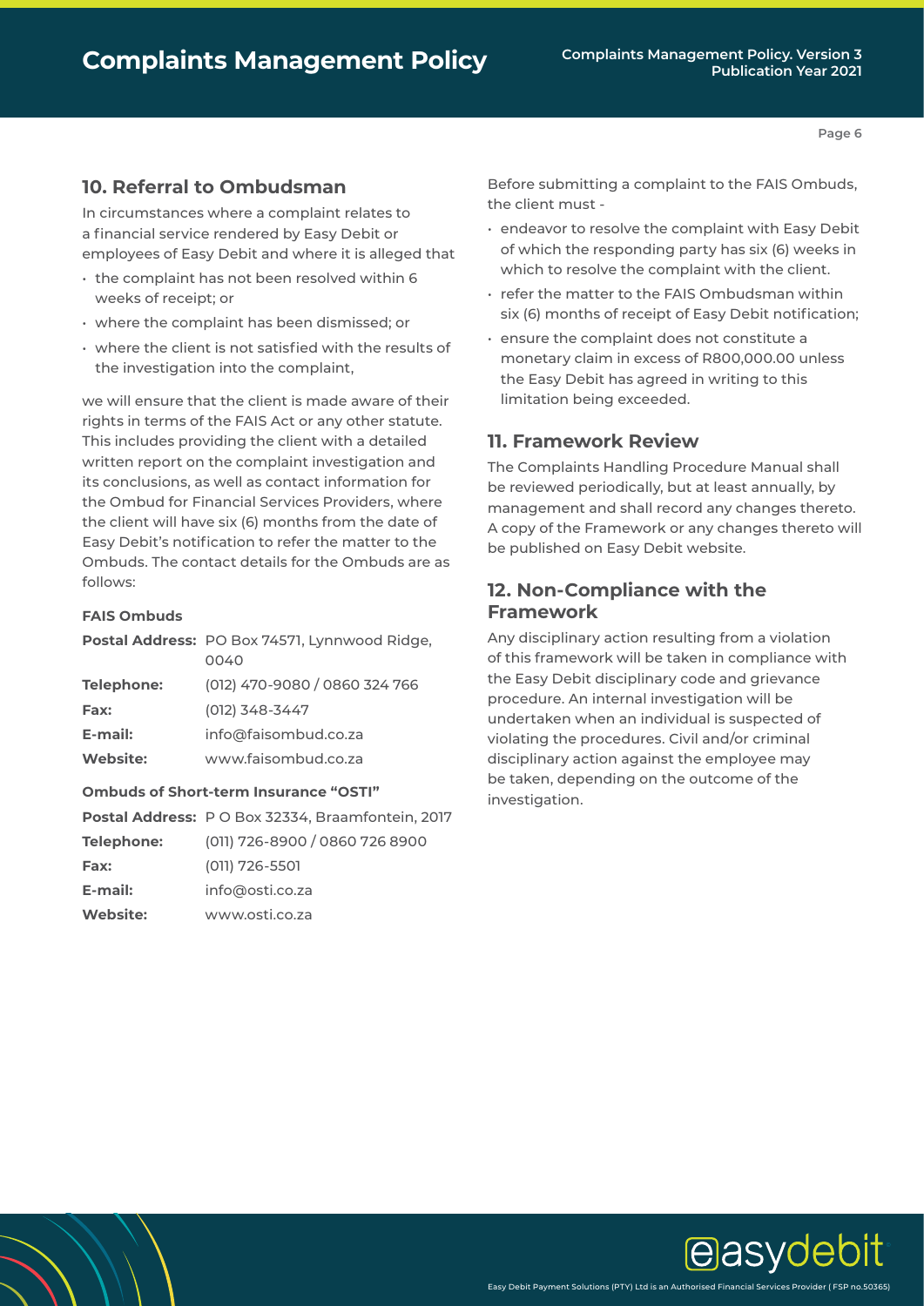## 10. Referral to Ombudsman

In circumstances where a complaint relates to a financial service rendered by Easy Debit or employees of Easy Debit and where it is alleged that

- the complaint has not been resolved within 6 weeks of receipt; or
- where the complaint has been dismissed; or
- where the client is not satisfied with the results of the investigation into the complaint,

we will ensure that the client is made aware of their rights in terms of the FAIS Act or any other statute. This includes providing the client with a detailed written report on the complaint investigation and its conclusions, as well as contact information for the Ombud for Financial Services Providers, where the client will have six (6) months from the date of Easy Debit's notification to refer the matter to the Ombuds. The contact details for the Ombuds are as follows:

**FAIS Ombuds**

| | |
|---|---|
| **Postal Address:** | PO Box 74571, Lynnwood Ridge, 0040 |
| **Telephone:** | (012) 470-9080 / 0860 324 766 |
| **Fax:** | (012) 348-3447 |
| **E-mail:** | info@faisombud.co.za |
| **Website:** | www.faisombud.co.za |

**Ombuds of Short-term Insurance "OSTI"**

| | |
|---|---|
| **Postal Address:** | P O Box 32334, Braamfontein, 2017 |
| **Telephone:** | (011) 726-8900 / 0860 726 8900 |
| **Fax:** | (011) 726-5501 |
| **E-mail:** | info@osti.co.za |
| **Website:** | www.osti.co.za |

Before submitting a complaint to the FAIS Ombuds, the client must -

- endeavor to resolve the complaint with Easy Debit of which the responding party has six (6) weeks in which to resolve the complaint with the client.
- refer the matter to the FAIS Ombudsman within six (6) months of receipt of Easy Debit notification;
- ensure the complaint does not constitute a monetary claim in excess of R800,000.00 unless the Easy Debit has agreed in writing to this limitation being exceeded.

## 11. Framework Review

The Complaints Handling Procedure Manual shall be reviewed periodically, but at least annually, by management and shall record any changes thereto. A copy of the Framework or any changes thereto will be published on Easy Debit website.

## 12. Non-Compliance with the Framework

Any disciplinary action resulting from a violation of this framework will be taken in compliance with the Easy Debit disciplinary code and grievance procedure. An internal investigation will be undertaken when an individual is suspected of violating the procedures. Civil and/or criminal disciplinary action against the employee may be taken, depending on the outcome of the investigation.